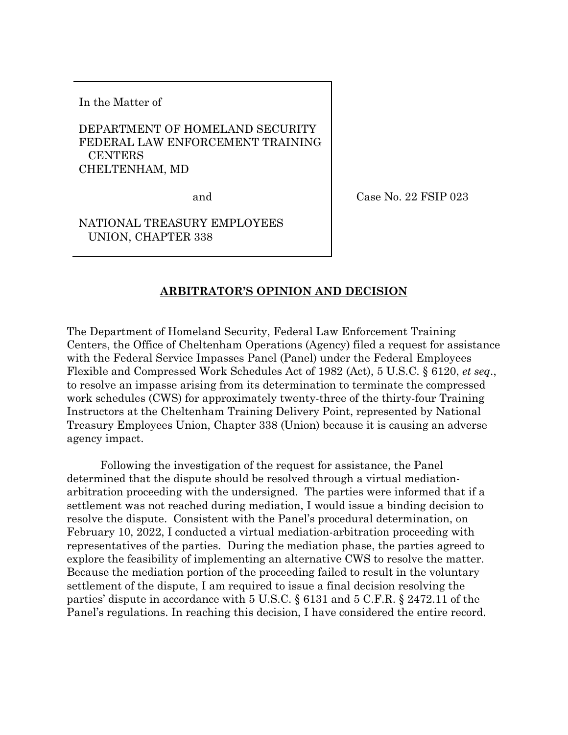In the Matter of

DEPARTMENT OF HOMELAND SECURITY
FEDERAL LAW ENFORCEMENT TRAINING CENTERS
CHELTENHAM, MD

and

NATIONAL TREASURY EMPLOYEES UNION, CHAPTER 338

Case No. 22 FSIP 023

## ARBITRATOR'S OPINION AND DECISION

The Department of Homeland Security, Federal Law Enforcement Training Centers, the Office of Cheltenham Operations (Agency) filed a request for assistance with the Federal Service Impasses Panel (Panel) under the Federal Employees Flexible and Compressed Work Schedules Act of 1982 (Act), 5 U.S.C. § 6120, *et seq*., to resolve an impasse arising from its determination to terminate the compressed work schedules (CWS) for approximately twenty-three of the thirty-four Training Instructors at the Cheltenham Training Delivery Point, represented by National Treasury Employees Union, Chapter 338 (Union) because it is causing an adverse agency impact.

Following the investigation of the request for assistance, the Panel determined that the dispute should be resolved through a virtual mediation-arbitration proceeding with the undersigned. The parties were informed that if a settlement was not reached during mediation, I would issue a binding decision to resolve the dispute. Consistent with the Panel's procedural determination, on February 10, 2022, I conducted a virtual mediation-arbitration proceeding with representatives of the parties. During the mediation phase, the parties agreed to explore the feasibility of implementing an alternative CWS to resolve the matter. Because the mediation portion of the proceeding failed to result in the voluntary settlement of the dispute, I am required to issue a final decision resolving the parties' dispute in accordance with 5 U.S.C. § 6131 and 5 C.F.R. § 2472.11 of the Panel's regulations. In reaching this decision, I have considered the entire record.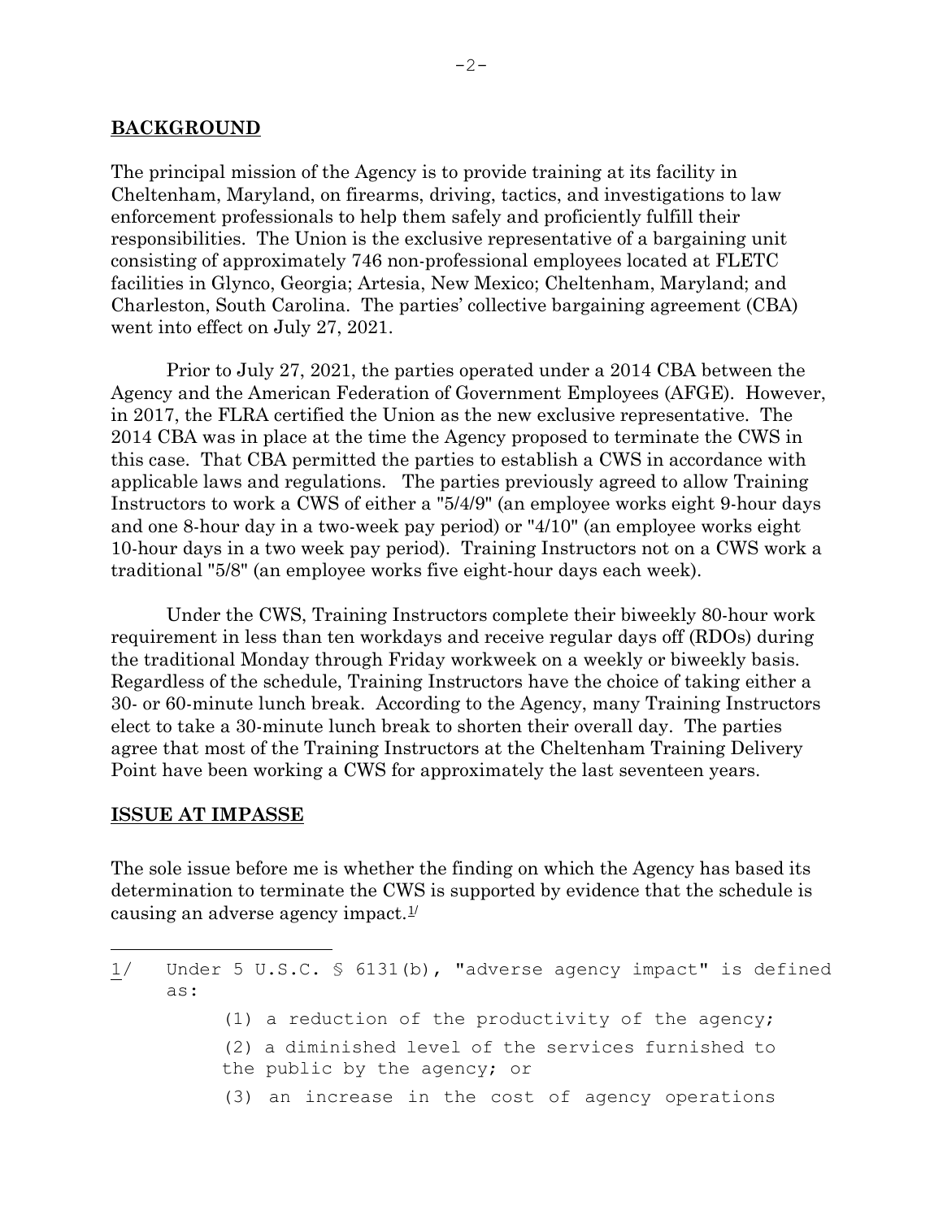## BACKGROUND

The principal mission of the Agency is to provide training at its facility in Cheltenham, Maryland, on firearms, driving, tactics, and investigations to law enforcement professionals to help them safely and proficiently fulfill their responsibilities. The Union is the exclusive representative of a bargaining unit consisting of approximately 746 non-professional employees located at FLETC facilities in Glynco, Georgia; Artesia, New Mexico; Cheltenham, Maryland; and Charleston, South Carolina. The parties' collective bargaining agreement (CBA) went into effect on July 27, 2021.

Prior to July 27, 2021, the parties operated under a 2014 CBA between the Agency and the American Federation of Government Employees (AFGE). However, in 2017, the FLRA certified the Union as the new exclusive representative. The 2014 CBA was in place at the time the Agency proposed to terminate the CWS in this case. That CBA permitted the parties to establish a CWS in accordance with applicable laws and regulations. The parties previously agreed to allow Training Instructors to work a CWS of either a "5/4/9" (an employee works eight 9-hour days and one 8-hour day in a two-week pay period) or "4/10" (an employee works eight 10-hour days in a two week pay period). Training Instructors not on a CWS work a traditional "5/8" (an employee works five eight-hour days each week).

Under the CWS, Training Instructors complete their biweekly 80-hour work requirement in less than ten workdays and receive regular days off (RDOs) during the traditional Monday through Friday workweek on a weekly or biweekly basis. Regardless of the schedule, Training Instructors have the choice of taking either a 30- or 60-minute lunch break. According to the Agency, many Training Instructors elect to take a 30-minute lunch break to shorten their overall day. The parties agree that most of the Training Instructors at the Cheltenham Training Delivery Point have been working a CWS for approximately the last seventeen years.

## ISSUE AT IMPASSE

The sole issue before me is whether the finding on which the Agency has based its determination to terminate the CWS is supported by evidence that the schedule is causing an adverse agency impact.[1]

---

1/ Under 5 U.S.C. § 6131(b), "adverse agency impact" is defined as:

(1) a reduction of the productivity of the agency;

(2) a diminished level of the services furnished to the public by the agency; or

(3) an increase in the cost of agency operations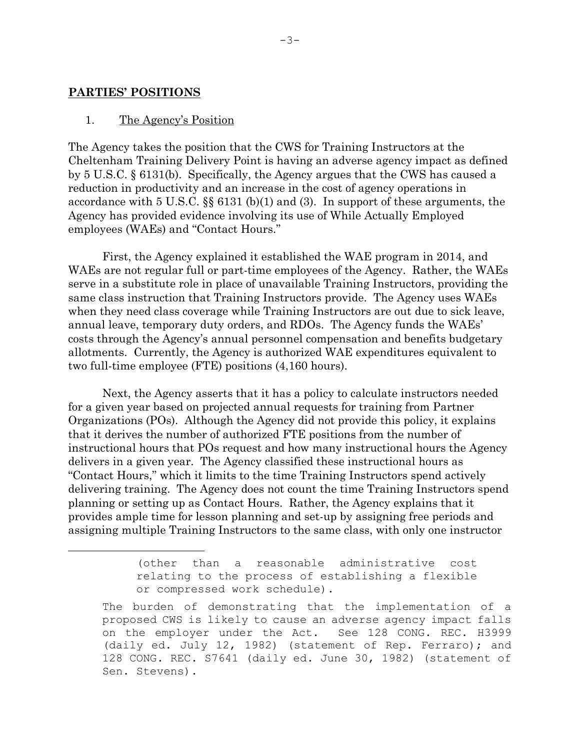## PARTIES' POSITIONS

1. The Agency's Position

The Agency takes the position that the CWS for Training Instructors at the Cheltenham Training Delivery Point is having an adverse agency impact as defined by 5 U.S.C. § 6131(b). Specifically, the Agency argues that the CWS has caused a reduction in productivity and an increase in the cost of agency operations in accordance with 5 U.S.C. §§ 6131 (b)(1) and (3). In support of these arguments, the Agency has provided evidence involving its use of While Actually Employed employees (WAEs) and "Contact Hours."

First, the Agency explained it established the WAE program in 2014, and WAEs are not regular full or part-time employees of the Agency. Rather, the WAEs serve in a substitute role in place of unavailable Training Instructors, providing the same class instruction that Training Instructors provide. The Agency uses WAEs when they need class coverage while Training Instructors are out due to sick leave, annual leave, temporary duty orders, and RDOs. The Agency funds the WAEs' costs through the Agency's annual personnel compensation and benefits budgetary allotments. Currently, the Agency is authorized WAE expenditures equivalent to two full-time employee (FTE) positions (4,160 hours).

Next, the Agency asserts that it has a policy to calculate instructors needed for a given year based on projected annual requests for training from Partner Organizations (POs). Although the Agency did not provide this policy, it explains that it derives the number of authorized FTE positions from the number of instructional hours that POs request and how many instructional hours the Agency delivers in a given year. The Agency classified these instructional hours as "Contact Hours," which it limits to the time Training Instructors spend actively delivering training. The Agency does not count the time Training Instructors spend planning or setting up as Contact Hours. Rather, the Agency explains that it provides ample time for lesson planning and set-up by assigning free periods and assigning multiple Training Instructors to the same class, with only one instructor

---

> (other than a reasonable administrative cost relating to the process of establishing a flexible or compressed work schedule).

The burden of demonstrating that the implementation of a proposed CWS is likely to cause an adverse agency impact falls on the employer under the Act. See 128 CONG. REC. H3999 (daily ed. July 12, 1982) (statement of Rep. Ferraro); and 128 CONG. REC. S7641 (daily ed. June 30, 1982) (statement of Sen. Stevens).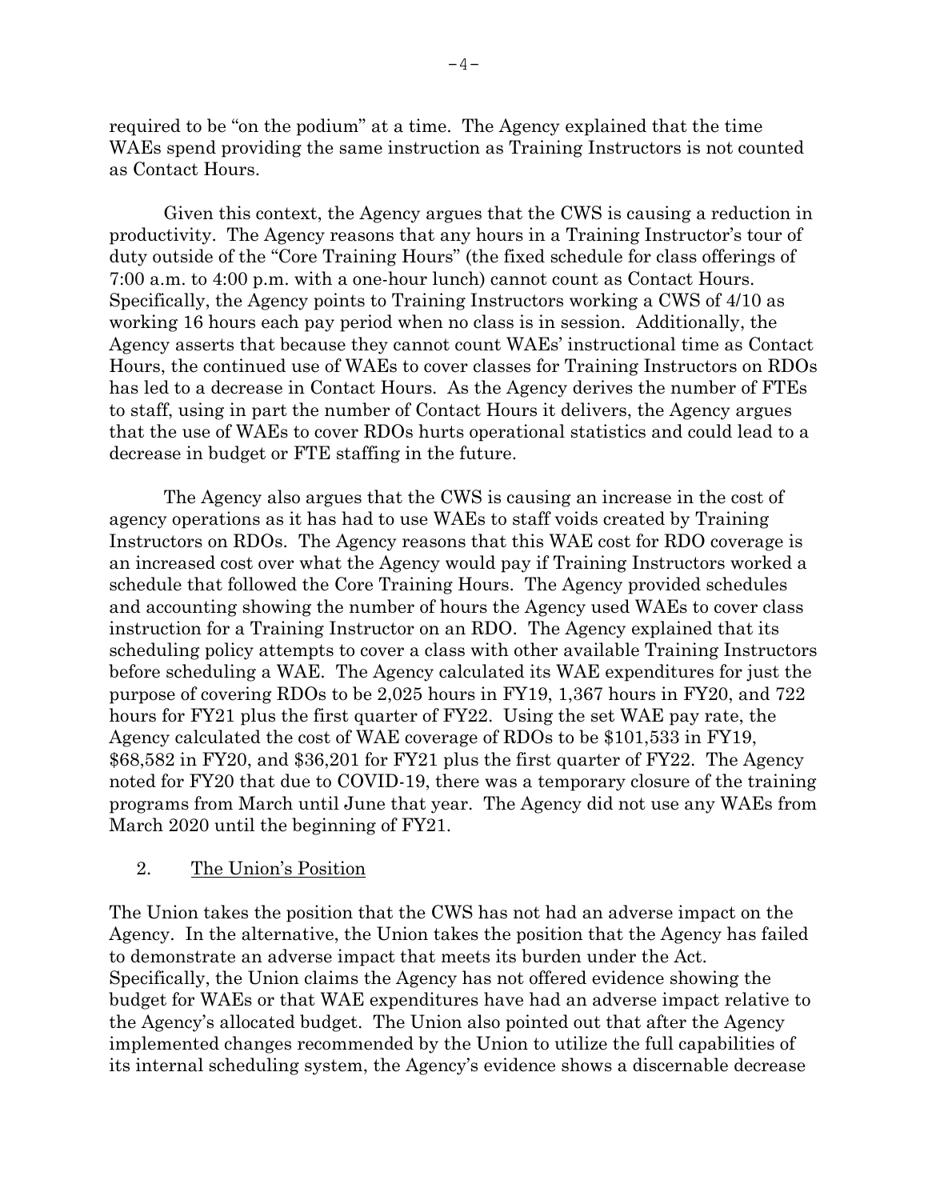required to be "on the podium" at a time. The Agency explained that the time WAEs spend providing the same instruction as Training Instructors is not counted as Contact Hours.

Given this context, the Agency argues that the CWS is causing a reduction in productivity. The Agency reasons that any hours in a Training Instructor's tour of duty outside of the "Core Training Hours" (the fixed schedule for class offerings of 7:00 a.m. to 4:00 p.m. with a one-hour lunch) cannot count as Contact Hours. Specifically, the Agency points to Training Instructors working a CWS of 4/10 as working 16 hours each pay period when no class is in session. Additionally, the Agency asserts that because they cannot count WAEs' instructional time as Contact Hours, the continued use of WAEs to cover classes for Training Instructors on RDOs has led to a decrease in Contact Hours. As the Agency derives the number of FTEs to staff, using in part the number of Contact Hours it delivers, the Agency argues that the use of WAEs to cover RDOs hurts operational statistics and could lead to a decrease in budget or FTE staffing in the future.

The Agency also argues that the CWS is causing an increase in the cost of agency operations as it has had to use WAEs to staff voids created by Training Instructors on RDOs. The Agency reasons that this WAE cost for RDO coverage is an increased cost over what the Agency would pay if Training Instructors worked a schedule that followed the Core Training Hours. The Agency provided schedules and accounting showing the number of hours the Agency used WAEs to cover class instruction for a Training Instructor on an RDO. The Agency explained that its scheduling policy attempts to cover a class with other available Training Instructors before scheduling a WAE. The Agency calculated its WAE expenditures for just the purpose of covering RDOs to be 2,025 hours in FY19, 1,367 hours in FY20, and 722 hours for FY21 plus the first quarter of FY22. Using the set WAE pay rate, the Agency calculated the cost of WAE coverage of RDOs to be $101,533 in FY19, $68,582 in FY20, and $36,201 for FY21 plus the first quarter of FY22. The Agency noted for FY20 that due to COVID-19, there was a temporary closure of the training programs from March until June that year. The Agency did not use any WAEs from March 2020 until the beginning of FY21.

2. <u>The Union's Position</u>

The Union takes the position that the CWS has not had an adverse impact on the Agency. In the alternative, the Union takes the position that the Agency has failed to demonstrate an adverse impact that meets its burden under the Act. Specifically, the Union claims the Agency has not offered evidence showing the budget for WAEs or that WAE expenditures have had an adverse impact relative to the Agency's allocated budget. The Union also pointed out that after the Agency implemented changes recommended by the Union to utilize the full capabilities of its internal scheduling system, the Agency's evidence shows a discernable decrease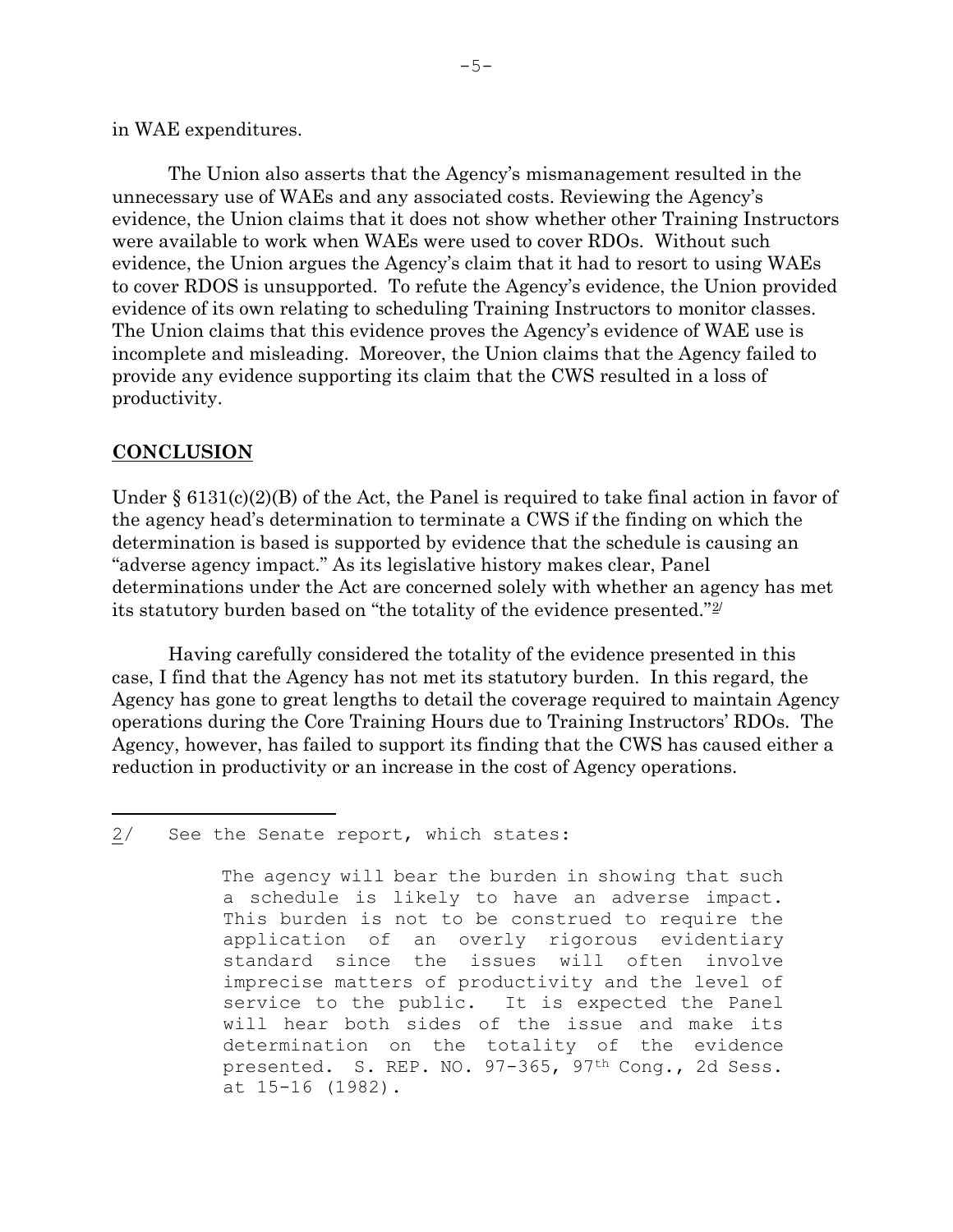in WAE expenditures.

The Union also asserts that the Agency's mismanagement resulted in the unnecessary use of WAEs and any associated costs. Reviewing the Agency's evidence, the Union claims that it does not show whether other Training Instructors were available to work when WAEs were used to cover RDOs. Without such evidence, the Union argues the Agency's claim that it had to resort to using WAEs to cover RDOS is unsupported. To refute the Agency's evidence, the Union provided evidence of its own relating to scheduling Training Instructors to monitor classes. The Union claims that this evidence proves the Agency's evidence of WAE use is incomplete and misleading. Moreover, the Union claims that the Agency failed to provide any evidence supporting its claim that the CWS resulted in a loss of productivity.

## CONCLUSION

Under § 6131(c)(2)(B) of the Act, the Panel is required to take final action in favor of the agency head's determination to terminate a CWS if the finding on which the determination is based is supported by evidence that the schedule is causing an "adverse agency impact." As its legislative history makes clear, Panel determinations under the Act are concerned solely with whether an agency has met its statutory burden based on "the totality of the evidence presented."[2]

Having carefully considered the totality of the evidence presented in this case, I find that the Agency has not met its statutory burden. In this regard, the Agency has gone to great lengths to detail the coverage required to maintain Agency operations during the Core Training Hours due to Training Instructors' RDOs. The Agency, however, has failed to support its finding that the CWS has caused either a reduction in productivity or an increase in the cost of Agency operations.

---

2/ See the Senate report, which states:

> The agency will bear the burden in showing that such a schedule is likely to have an adverse impact. This burden is not to be construed to require the application of an overly rigorous evidentiary standard since the issues will often involve imprecise matters of productivity and the level of service to the public. It is expected the Panel will hear both sides of the issue and make its determination on the totality of the evidence presented. S. REP. NO. 97-365, 97th Cong., 2d Sess. at 15-16 (1982).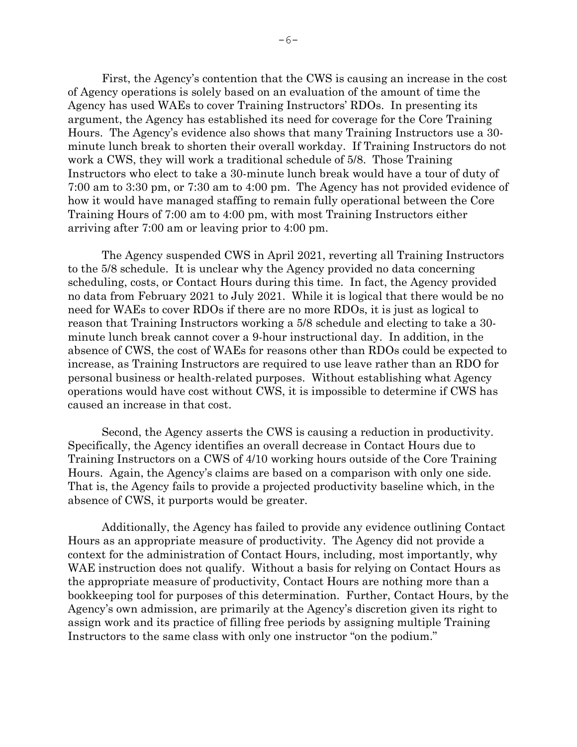First, the Agency's contention that the CWS is causing an increase in the cost of Agency operations is solely based on an evaluation of the amount of time the Agency has used WAEs to cover Training Instructors' RDOs. In presenting its argument, the Agency has established its need for coverage for the Core Training Hours. The Agency's evidence also shows that many Training Instructors use a 30-minute lunch break to shorten their overall workday. If Training Instructors do not work a CWS, they will work a traditional schedule of 5/8. Those Training Instructors who elect to take a 30-minute lunch break would have a tour of duty of 7:00 am to 3:30 pm, or 7:30 am to 4:00 pm. The Agency has not provided evidence of how it would have managed staffing to remain fully operational between the Core Training Hours of 7:00 am to 4:00 pm, with most Training Instructors either arriving after 7:00 am or leaving prior to 4:00 pm.

The Agency suspended CWS in April 2021, reverting all Training Instructors to the 5/8 schedule. It is unclear why the Agency provided no data concerning scheduling, costs, or Contact Hours during this time. In fact, the Agency provided no data from February 2021 to July 2021. While it is logical that there would be no need for WAEs to cover RDOs if there are no more RDOs, it is just as logical to reason that Training Instructors working a 5/8 schedule and electing to take a 30-minute lunch break cannot cover a 9-hour instructional day. In addition, in the absence of CWS, the cost of WAEs for reasons other than RDOs could be expected to increase, as Training Instructors are required to use leave rather than an RDO for personal business or health-related purposes. Without establishing what Agency operations would have cost without CWS, it is impossible to determine if CWS has caused an increase in that cost.

Second, the Agency asserts the CWS is causing a reduction in productivity. Specifically, the Agency identifies an overall decrease in Contact Hours due to Training Instructors on a CWS of 4/10 working hours outside of the Core Training Hours. Again, the Agency's claims are based on a comparison with only one side. That is, the Agency fails to provide a projected productivity baseline which, in the absence of CWS, it purports would be greater.

Additionally, the Agency has failed to provide any evidence outlining Contact Hours as an appropriate measure of productivity. The Agency did not provide a context for the administration of Contact Hours, including, most importantly, why WAE instruction does not qualify. Without a basis for relying on Contact Hours as the appropriate measure of productivity, Contact Hours are nothing more than a bookkeeping tool for purposes of this determination. Further, Contact Hours, by the Agency's own admission, are primarily at the Agency's discretion given its right to assign work and its practice of filling free periods by assigning multiple Training Instructors to the same class with only one instructor "on the podium."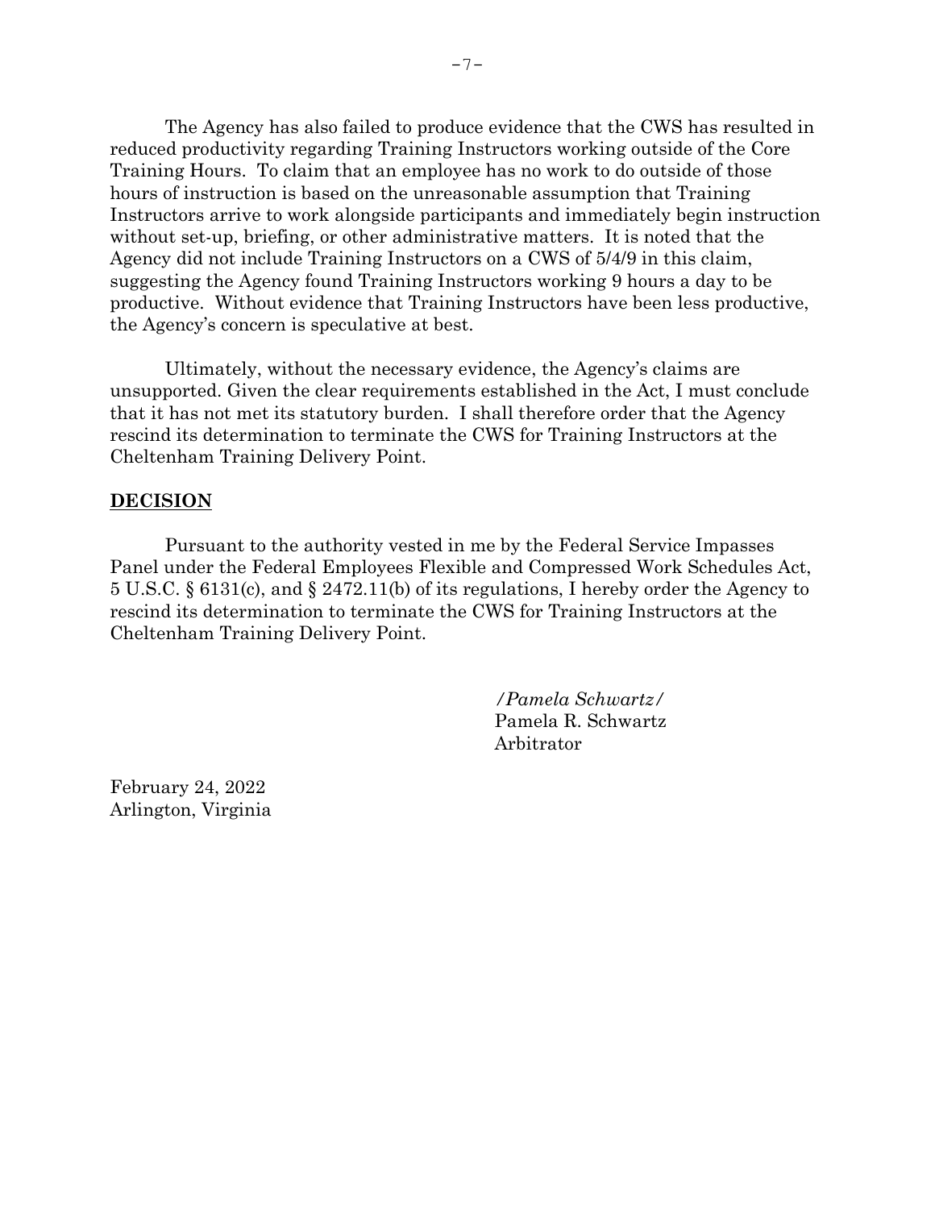The Agency has also failed to produce evidence that the CWS has resulted in reduced productivity regarding Training Instructors working outside of the Core Training Hours. To claim that an employee has no work to do outside of those hours of instruction is based on the unreasonable assumption that Training Instructors arrive to work alongside participants and immediately begin instruction without set-up, briefing, or other administrative matters. It is noted that the Agency did not include Training Instructors on a CWS of 5/4/9 in this claim, suggesting the Agency found Training Instructors working 9 hours a day to be productive. Without evidence that Training Instructors have been less productive, the Agency's concern is speculative at best.

Ultimately, without the necessary evidence, the Agency's claims are unsupported. Given the clear requirements established in the Act, I must conclude that it has not met its statutory burden. I shall therefore order that the Agency rescind its determination to terminate the CWS for Training Instructors at the Cheltenham Training Delivery Point.

## DECISION

Pursuant to the authority vested in me by the Federal Service Impasses Panel under the Federal Employees Flexible and Compressed Work Schedules Act, 5 U.S.C. § 6131(c), and § 2472.11(b) of its regulations, I hereby order the Agency to rescind its determination to terminate the CWS for Training Instructors at the Cheltenham Training Delivery Point.

*/Pamela Schwartz/*
Pamela R. Schwartz
Arbitrator

February 24, 2022
Arlington, Virginia